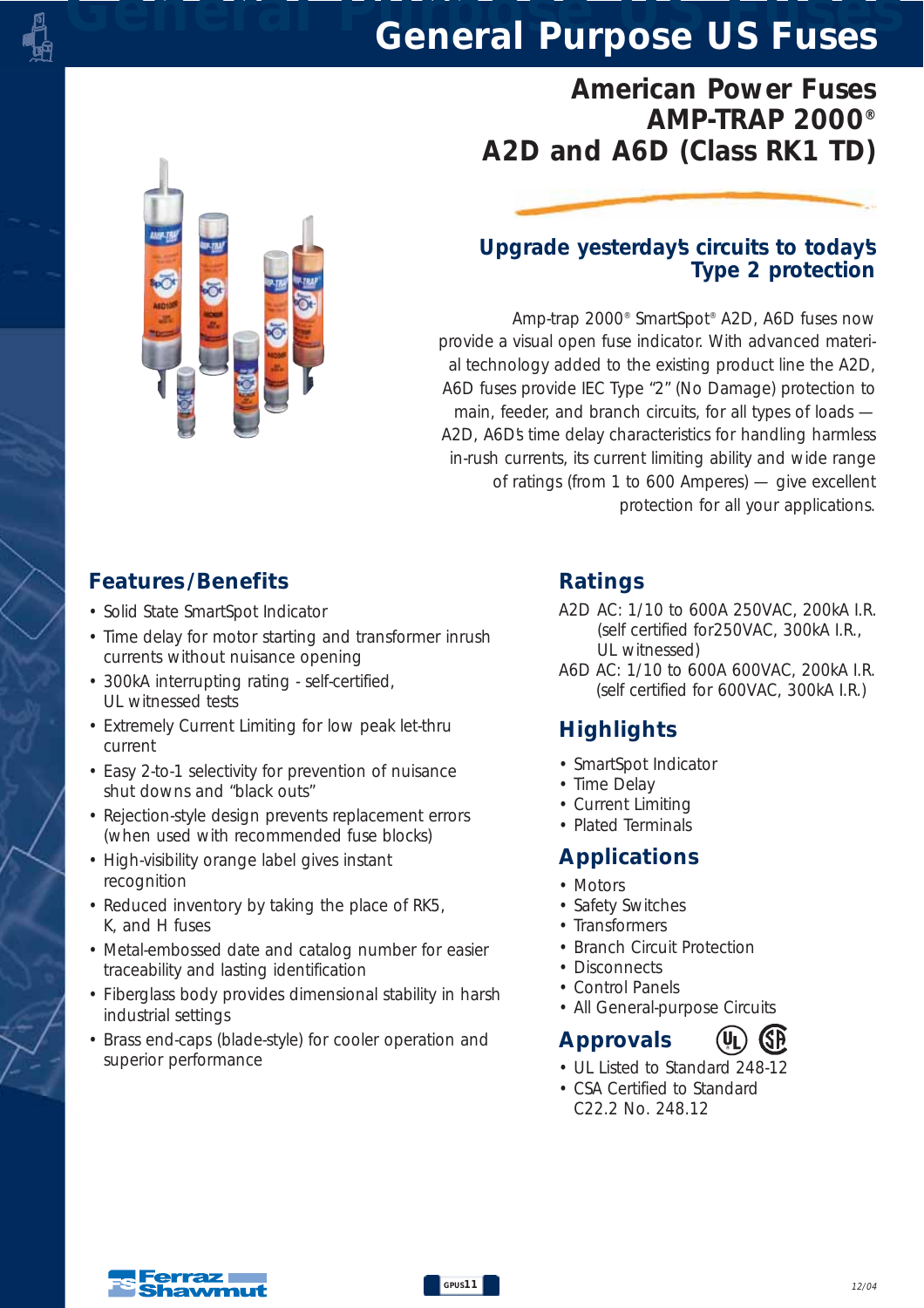# General Purpose US Fuses

## American Power Fuses
## AMP-TRAP 2000®
## A2D and A6D (Class RK1 TD)

### Upgrade yesterday's circuits to today's Type 2 protection

Amp-trap 2000® SmartSpot® A2D, A6D fuses now provide a visual open fuse indicator. With advanced material technology added to the existing product line the A2D, A6D fuses provide IEC Type "2" (No Damage) protection to main, feeder, and branch circuits, for all types of loads — A2D, A6D's time delay characteristics for handling harmless in-rush currents, its current limiting ability and wide range of ratings (from 1 to 600 Amperes) — give excellent protection for all your applications.

### Features/Benefits

- Solid State SmartSpot Indicator
- Time delay for motor starting and transformer inrush currents without nuisance opening
- 300kA interrupting rating - self-certified, UL witnessed tests
- Extremely Current Limiting for low peak let-thru current
- Easy 2-to-1 selectivity for prevention of nuisance shut downs and "black outs"
- Rejection-style design prevents replacement errors (when used with recommended fuse blocks)
- High-visibility orange label gives instant recognition
- Reduced inventory by taking the place of RK5, K, and H fuses
- Metal-embossed date and catalog number for easier traceability and lasting identification
- Fiberglass body provides dimensional stability in harsh industrial settings
- Brass end-caps (blade-style) for cooler operation and superior performance

### Ratings

A2D AC: 1/10 to 600A 250VAC, 200kA I.R. (self certified for250VAC, 300kA I.R., UL witnessed)

A6D AC: 1/10 to 600A 600VAC, 200kA I.R. (self certified for 600VAC, 300kA I.R.)

### Highlights

- SmartSpot Indicator
- Time Delay
- Current Limiting
- Plated Terminals

### Applications

- Motors
- Safety Switches
- Transformers
- Branch Circuit Protection
- Disconnects
- Control Panels
- All General-purpose Circuits

### Approvals

- UL Listed to Standard 248-12
- CSA Certified to Standard C22.2 No. 248.12

12/04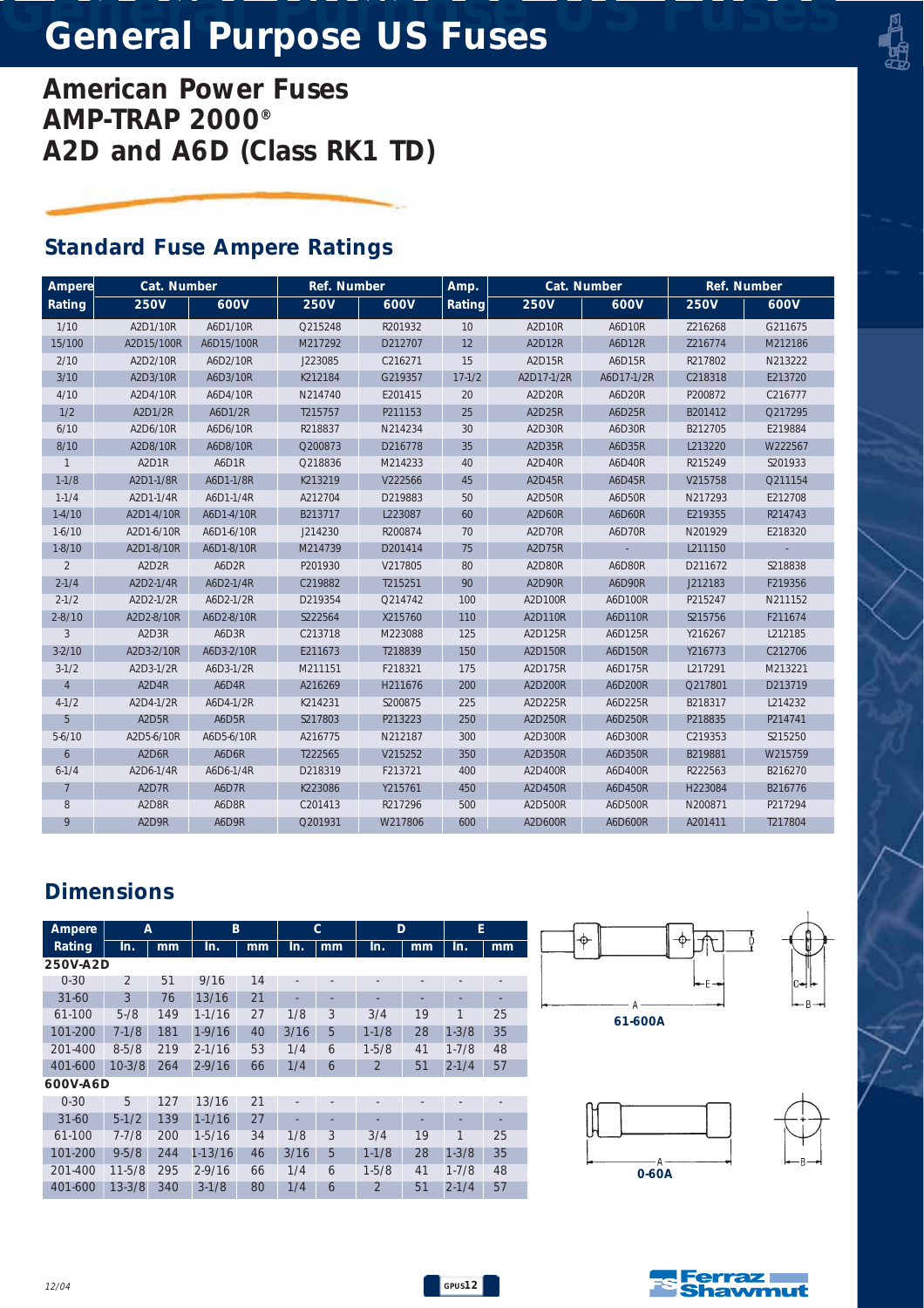# General Purpose US Fuses

## American Power Fuses
## AMP-TRAP 2000®
## A2D and A6D (Class RK1 TD)

### Standard Fuse Ampere Ratings

| Ampere Rating | Cat. Number 250V | Cat. Number 600V | Ref. Number 250V | Ref. Number 600V | Amp. Rating | Cat. Number 250V | Cat. Number 600V | Ref. Number 250V | Ref. Number 600V |
|---|---|---|---|---|---|---|---|---|---|
| 1/10 | A2D1/10R | A6D1/10R | Q215248 | R201932 | 10 | A2D10R | A6D10R | Z216268 | G211675 |
| 15/100 | A2D15/100R | A6D15/100R | M217292 | D212707 | 12 | A2D12R | A6D12R | Z216774 | M212186 |
| 2/10 | A2D2/10R | A6D2/10R | J223085 | C216271 | 15 | A2D15R | A6D15R | R217802 | N213222 |
| 3/10 | A2D3/10R | A6D3/10R | K212184 | G219357 | 17-1/2 | A2D17-1/2R | A6D17-1/2R | C218318 | E213720 |
| 4/10 | A2D4/10R | A6D4/10R | N214740 | E201415 | 20 | A2D20R | A6D20R | P200872 | C216777 |
| 1/2 | A2D1/2R | A6D1/2R | T215757 | P211153 | 25 | A2D25R | A6D25R | B201412 | Q217295 |
| 6/10 | A2D6/10R | A6D6/10R | R218837 | N214234 | 30 | A2D30R | A6D30R | B212705 | E219884 |
| 8/10 | A2D8/10R | A6D8/10R | Q200873 | D216778 | 35 | A2D35R | A6D35R | L213220 | W222567 |
| 1 | A2D1R | A6D1R | Q218836 | M214233 | 40 | A2D40R | A6D40R | R215249 | S201933 |
| 1-1/8 | A2D1-1/8R | A6D1-1/8R | K213219 | V222566 | 45 | A2D45R | A6D45R | V215758 | Q211154 |
| 1-1/4 | A2D1-1/4R | A6D1-1/4R | A212704 | D219883 | 50 | A2D50R | A6D50R | N217293 | E212708 |
| 1-4/10 | A2D1-4/10R | A6D1-4/10R | B213717 | L223087 | 60 | A2D60R | A6D60R | E219355 | R214743 |
| 1-6/10 | A2D1-6/10R | A6D1-6/10R | J214230 | R200874 | 70 | A2D70R | A6D70R | N201929 | E218320 |
| 1-8/10 | A2D1-8/10R | A6D1-8/10R | M214739 | D201414 | 75 | A2D75R | - | L211150 | - |
| 2 | A2D2R | A6D2R | P201930 | V217805 | 80 | A2D80R | A6D80R | D211672 | S218838 |
| 2-1/4 | A2D2-1/4R | A6D2-1/4R | C219882 | T215251 | 90 | A2D90R | A6D90R | J212183 | F219356 |
| 2-1/2 | A2D2-1/2R | A6D2-1/2R | D219354 | Q214742 | 100 | A2D100R | A6D100R | P215247 | N211152 |
| 2-8/10 | A2D2-8/10R | A6D2-8/10R | S222564 | X215760 | 110 | A2D110R | A6D110R | S215756 | F211674 |
| 3 | A2D3R | A6D3R | C213718 | M223088 | 125 | A2D125R | A6D125R | Y216267 | L212185 |
| 3-2/10 | A2D3-2/10R | A6D3-2/10R | E211673 | T218839 | 150 | A2D150R | A6D150R | Y216773 | C212706 |
| 3-1/2 | A2D3-1/2R | A6D3-1/2R | M211151 | F218321 | 175 | A2D175R | A6D175R | L217291 | M213221 |
| 4 | A2D4R | A6D4R | A216269 | H211676 | 200 | A2D200R | A6D200R | Q217801 | D213719 |
| 4-1/2 | A2D4-1/2R | A6D4-1/2R | K214231 | S200875 | 225 | A2D225R | A6D225R | B218317 | L214232 |
| 5 | A2D5R | A6D5R | S217803 | P213223 | 250 | A2D250R | A6D250R | P218835 | P214741 |
| 5-6/10 | A2D5-6/10R | A6D5-6/10R | A216775 | N212187 | 300 | A2D300R | A6D300R | C219353 | S215250 |
| 6 | A2D6R | A6D6R | T222565 | V215252 | 350 | A2D350R | A6D350R | B219881 | W215759 |
| 6-1/4 | A2D6-1/4R | A6D6-1/4R | D218319 | F213721 | 400 | A2D400R | A6D400R | R222563 | B216270 |
| 7 | A2D7R | A6D7R | K223086 | Y215761 | 450 | A2D450R | A6D450R | H223084 | B216776 |
| 8 | A2D8R | A6D8R | C201413 | R217296 | 500 | A2D500R | A6D500R | N200871 | P217294 |
| 9 | A2D9R | A6D9R | Q201931 | W217806 | 600 | A2D600R | A6D600R | A201411 | T217804 |

### Dimensions

| Ampere Rating | A In. | A mm | B In. | B mm | C In. | C mm | D In. | D mm | E In. | E mm |
|---|---|---|---|---|---|---|---|---|---|---|
| **250V-A2D** | | | | | | | | | | |
| 0-30 | 2 | 51 | 9/16 | 14 | - | - | - | - | - | - |
| 31-60 | 3 | 76 | 13/16 | 21 | - | - | - | - | - | - |
| 61-100 | 5-/8 | 149 | 1-1/16 | 27 | 1/8 | 3 | 3/4 | 19 | 1 | 25 |
| 101-200 | 7-1/8 | 181 | 1-9/16 | 40 | 3/16 | 5 | 1-1/8 | 28 | 1-3/8 | 35 |
| 201-400 | 8-5/8 | 219 | 2-1/16 | 53 | 1/4 | 6 | 1-5/8 | 41 | 1-7/8 | 48 |
| 401-600 | 10-3/8 | 264 | 2-9/16 | 66 | 1/4 | 6 | 2 | 51 | 2-1/4 | 57 |
| **600V-A6D** | | | | | | | | | | |
| 0-30 | 5 | 127 | 13/16 | 21 | - | - | - | - | - | - |
| 31-60 | 5-1/2 | 139 | 1-1/16 | 27 | - | - | - | - | - | - |
| 61-100 | 7-7/8 | 200 | 1-5/16 | 34 | 1/8 | 3 | 3/4 | 19 | 1 | 25 |
| 101-200 | 9-5/8 | 244 | 1-13/16 | 46 | 3/16 | 5 | 1-1/8 | 28 | 1-3/8 | 35 |
| 201-400 | 11-5/8 | 295 | 2-9/16 | 66 | 1/4 | 6 | 1-5/8 | 41 | 1-7/8 | 48 |
| 401-600 | 13-3/8 | 340 | 3-1/8 | 80 | 1/4 | 6 | 2 | 51 | 2-1/4 | 57 |

61-600A

0-60A

12/04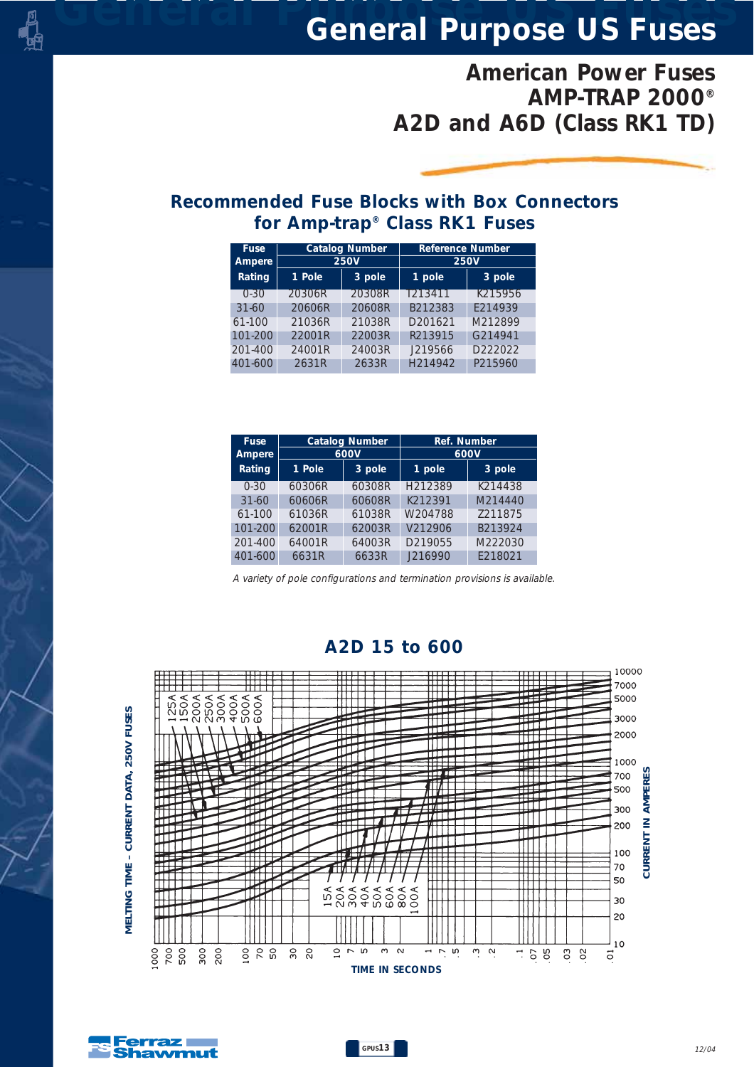# General Purpose US Fuses

## American Power Fuses AMP-TRAP 2000®
## A2D and A6D (Class RK1 TD)

### Recommended Fuse Blocks with Box Connectors for Amp-trap® Class RK1 Fuses

| Fuse Ampere Rating | Catalog Number 250V | | Reference Number 250V | |
|---|---|---|---|---|
| | 1 Pole | 3 pole | 1 pole | 3 pole |
| 0-30 | 20306R | 20308R | T213411 | K215956 |
| 31-60 | 20606R | 20608R | B212383 | E214939 |
| 61-100 | 21036R | 21038R | D201621 | M212899 |
| 101-200 | 22001R | 22003R | R213915 | G214941 |
| 201-400 | 24001R | 24003R | J219566 | D222022 |
| 401-600 | 2631R | 2633R | H214942 | P215960 |

| Fuse Ampere Rating | Catalog Number 600V | | Ref. Number 600V | |
|---|---|---|---|---|
| | 1 Pole | 3 pole | 1 pole | 3 pole |
| 0-30 | 60306R | 60308R | H212389 | K214438 |
| 31-60 | 60606R | 60608R | K212391 | M214440 |
| 61-100 | 61036R | 61038R | W204788 | Z211875 |
| 101-200 | 62001R | 62003R | V212906 | B213924 |
| 201-400 | 64001R | 64003R | D219055 | M222030 |
| 401-600 | 6631R | 6633R | J216990 | E218021 |

*A variety of pole configurations and termination provisions is available.*

### A2D 15 to 600

MELTING TIME - CURRENT DATA, 250V FUSES

Curves: 15A, 20A, 30A, 40A, 50A, 60A, 80A, 100A, 125A, 150A, 200A, 250A, 300A, 400A, 500A, 600A

CURRENT IN AMPERES: 10, 20, 30, 50, 70, 100, 200, 300, 500, 700, 1000, 2000, 3000, 5000, 7000, 10000

TIME IN SECONDS: 1000, 700, 500, 300, 200, 100, 70, 50, 30, 20, 10, 7, 5, 3, 2, 1, .7, .5, .3, .2, .1, .07, .05, .03, .02, .01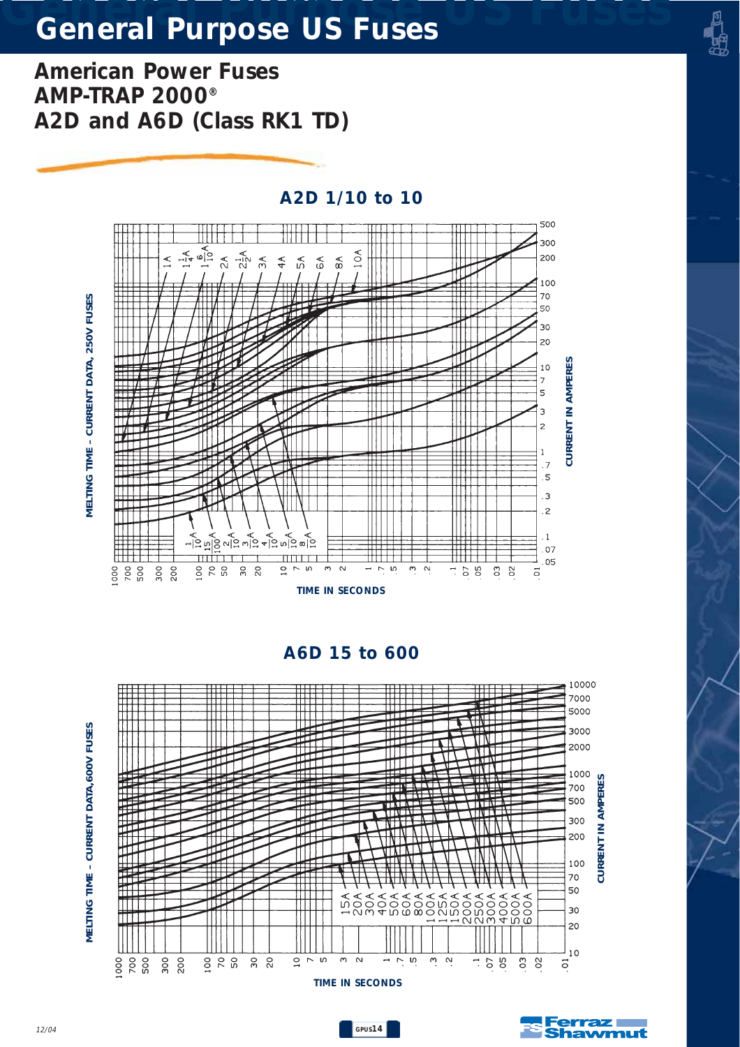# General Purpose US Fuses

## American Power Fuses
## AMP-TRAP 2000®
## A2D and A6D (Class RK1 TD)

### A2D 1/10 to 10

MELTING TIME – CURRENT DATA, 250V FUSES

Curves: 1A, 1¼A, 1 6/10A, 2A, 2½A, 3A, 4A, 5A, 6A, 8A, 10A, 1/10A, 15/100A, 2/10A, 3/10A, 4/10A, 5/10A, 8/10A

CURRENT IN AMPERES: 500, 300, 200, 100, 70, 50, 30, 20, 10, 7, 5, 3, 2, 1, .7, .5, .3, .2, .1, .07, .05

TIME IN SECONDS: 1000, 700, 500, 300, 200, 100, 70, 50, 30, 20, 10, 7, 5, 3, 2, 1, .7, .5, .3, .2, .1, .07, .05, .03, .02, .01

### A6D 15 to 600

MELTING TIME – CURRENT DATA, 600V FUSES

Curves: 15A, 20A, 30A, 40A, 50A, 60A, 80A, 100A, 125A, 150A, 200A, 250A, 300A, 400A, 500A, 600A

CURRENT IN AMPERES: 10000, 7000, 5000, 3000, 2000, 1000, 700, 500, 300, 200, 100, 70, 50, 30, 20, 10

TIME IN SECONDS: 1000, 700, 500, 300, 200, 100, 70, 50, 30, 20, 10, 7, 5, 3, 2, 1, .7, .5, .3, .2, .1, .07, .05, .03, .02, .01

12/04

GPUS14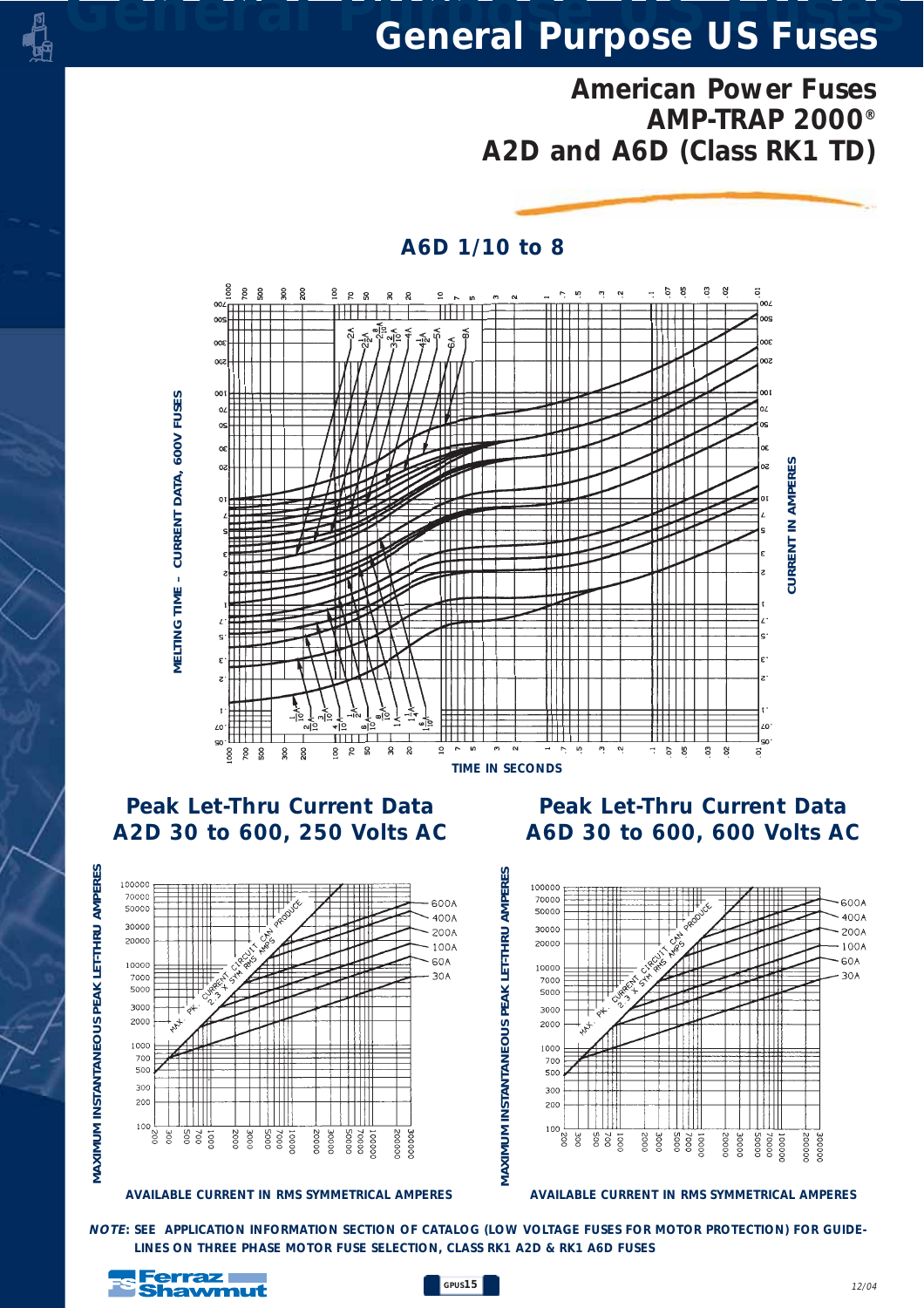# American Power Fuses

# AMP-TRAP 2000®

# A2D and A6D (Class RK1 TD)

## A6D 1/10 to 8

MELTING TIME – CURRENT DATA, 600V FUSES

CURRENT IN AMPERES

TIME IN SECONDS

2A, 2 1/4A, 2 8/10A, 3 2/10A, 4A, 4 1/2A, 5A, 6A, 8A

1/10A, 2/10A, 3/10A, 4/10A, 1/2A, 6/10A, 8/10A, 1A, 1 1/4A, 1 6/10A

## Peak Let-Thru Current Data A2D 30 to 600, 250 Volts AC

MAXIMUM INSTANTANEOUS PEAK LET-THRU AMPERES

MAX. PK. CURRENT CIRCUIT CAN PRODUCE 2.3 X SYM RMS AMPS

600A, 400A, 200A, 100A, 60A, 30A

AVAILABLE CURRENT IN RMS SYMMETRICAL AMPERES

## Peak Let-Thru Current Data A6D 30 to 600, 600 Volts AC

MAXIMUM INSTANTANEOUS PEAK LET-THRU AMPERES

MAX. PK. CURRENT CIRCUIT CAN PRODUCE 2.3 X SYM RMS AMPS

600A, 400A, 200A, 100A, 60A, 30A

AVAILABLE CURRENT IN RMS SYMMETRICAL AMPERES

***NOTE*: SEE APPLICATION INFORMATION SECTION OF CATALOG (LOW VOLTAGE FUSES FOR MOTOR PROTECTION) FOR GUIDELINES ON THREE PHASE MOTOR FUSE SELECTION, CLASS RK1 A2D & RK1 A6D FUSES**